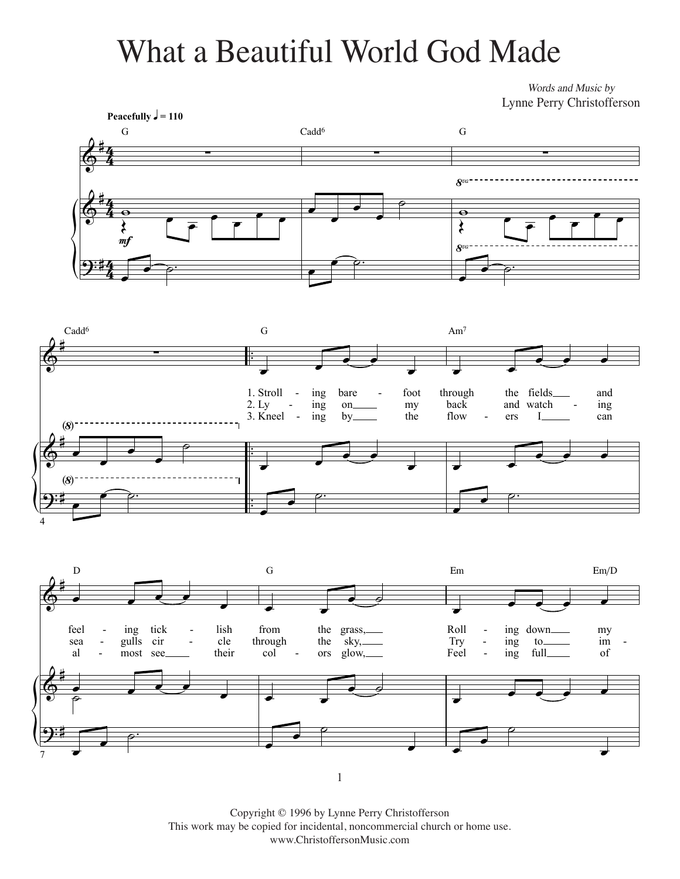# What a Beautiful World God Made

*Words and Music by*
Lynne Perry Christofferson

Peacefully ♩ = 110

G — Cadd6 — G — Cadd6 — G — Am7 — D — G — Em — Em/D

1. Stroll - ing bare - foot through the fields and feel - ing tick - lish from the grass, Roll - ing down my
2. Ly - ing on my back and watch - ing sea - gulls cir - cle through the sky, Try - ing to im -
3. Kneel - ing by the flow - ers I can al - most see their col - ors glow, Feel - ing full of

Copyright © 1996 by Lynne Perry Christofferson
This work may be copied for incidental, noncommercial church or home use.
www.ChristoffersonMusic.com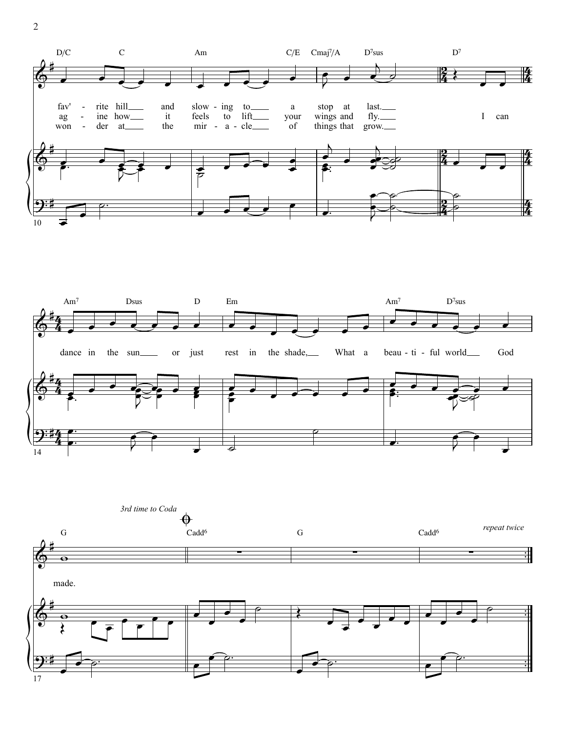D/C C Am C/E Cmaj7/A D7sus D7

fav' - rite hill and slow - ing to a stop at last.
ag - ine how it feels to lift your wings and fly. I can
won - der at the mir - a - cle of things that grow.

Am7 Dsus D Em Am7 D7sus

dance in the sun or just rest in the shade, What a beau - ti - ful world God

*3rd time to Coda*

G Cadd6 G Cadd6

made.

*repeat twice*